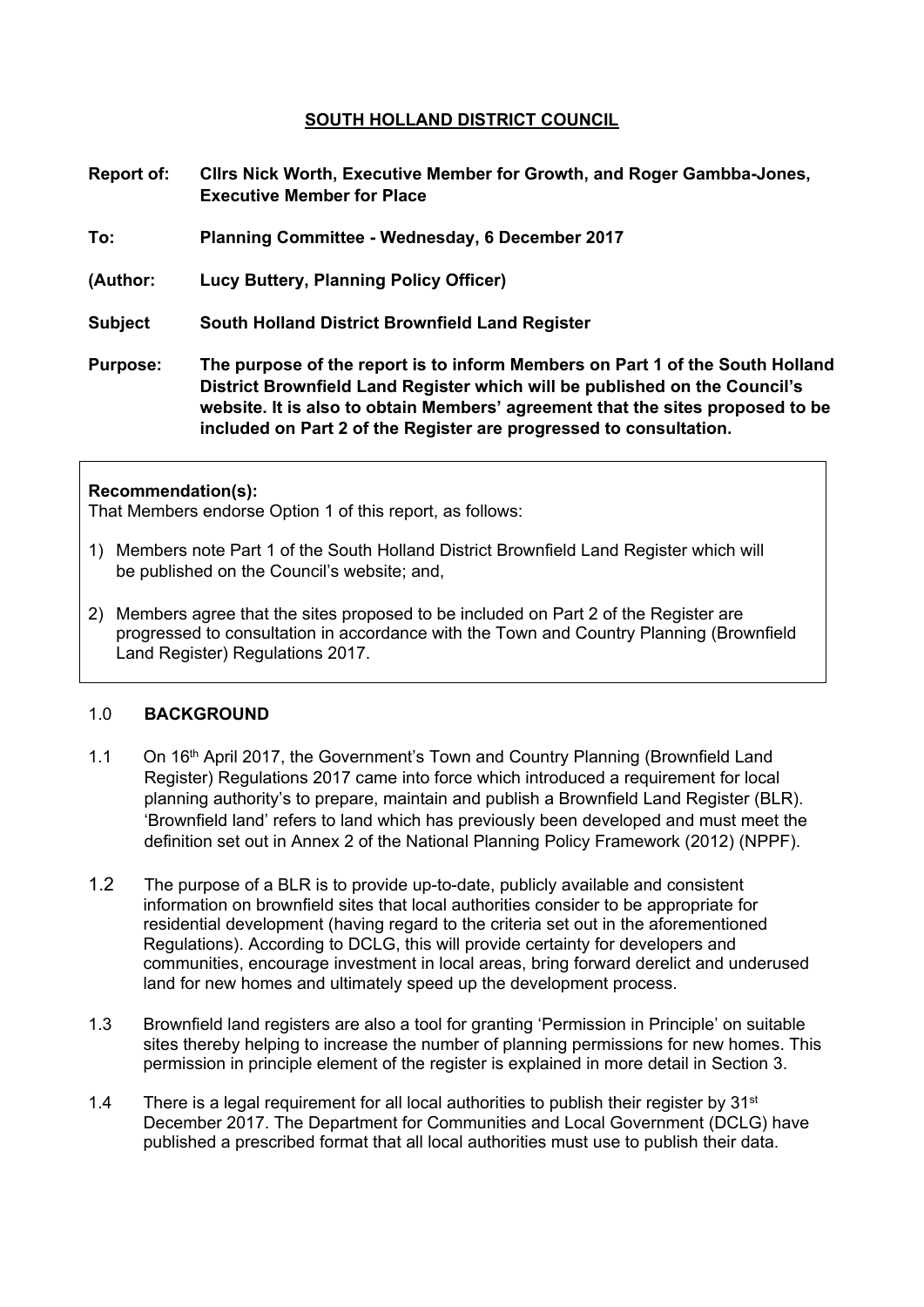# SOUTH HOLLAND DISTRICT COUNCIL

**Report of:** **Cllrs Nick Worth, Executive Member for Growth, and Roger Gambba-Jones, Executive Member for Place**

**To:** **Planning Committee - Wednesday, 6 December 2017**

**(Author:** **Lucy Buttery, Planning Policy Officer)**

**Subject** **South Holland District Brownfield Land Register**

**Purpose:** **The purpose of the report is to inform Members on Part 1 of the South Holland District Brownfield Land Register which will be published on the Council's website. It is also to obtain Members' agreement that the sites proposed to be included on Part 2 of the Register are progressed to consultation.**

**Recommendation(s):**

That Members endorse Option 1 of this report, as follows:

1) Members note Part 1 of the South Holland District Brownfield Land Register which will be published on the Council's website; and,
2) Members agree that the sites proposed to be included on Part 2 of the Register are progressed to consultation in accordance with the Town and Country Planning (Brownfield Land Register) Regulations 2017.

## 1.0 BACKGROUND

1.1 On 16th April 2017, the Government's Town and Country Planning (Brownfield Land Register) Regulations 2017 came into force which introduced a requirement for local planning authority's to prepare, maintain and publish a Brownfield Land Register (BLR). 'Brownfield land' refers to land which has previously been developed and must meet the definition set out in Annex 2 of the National Planning Policy Framework (2012) (NPPF).

1.2 The purpose of a BLR is to provide up-to-date, publicly available and consistent information on brownfield sites that local authorities consider to be appropriate for residential development (having regard to the criteria set out in the aforementioned Regulations). According to DCLG, this will provide certainty for developers and communities, encourage investment in local areas, bring forward derelict and underused land for new homes and ultimately speed up the development process.

1.3 Brownfield land registers are also a tool for granting 'Permission in Principle' on suitable sites thereby helping to increase the number of planning permissions for new homes. This permission in principle element of the register is explained in more detail in Section 3.

1.4 There is a legal requirement for all local authorities to publish their register by 31st December 2017. The Department for Communities and Local Government (DCLG) have published a prescribed format that all local authorities must use to publish their data.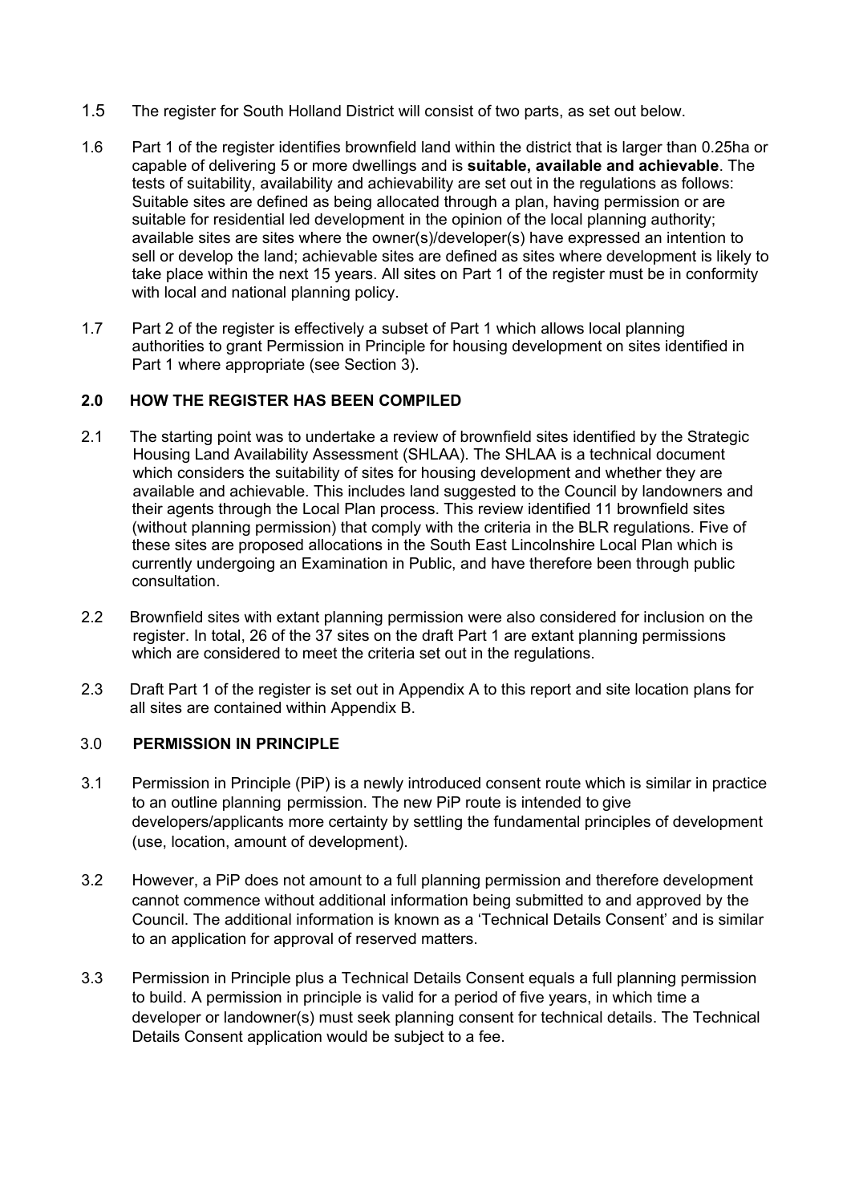1.5 The register for South Holland District will consist of two parts, as set out below.

1.6 Part 1 of the register identifies brownfield land within the district that is larger than 0.25ha or capable of delivering 5 or more dwellings and is **suitable, available and achievable**. The tests of suitability, availability and achievability are set out in the regulations as follows: Suitable sites are defined as being allocated through a plan, having permission or are suitable for residential led development in the opinion of the local planning authority; available sites are sites where the owner(s)/developer(s) have expressed an intention to sell or develop the land; achievable sites are defined as sites where development is likely to take place within the next 15 years. All sites on Part 1 of the register must be in conformity with local and national planning policy.

1.7 Part 2 of the register is effectively a subset of Part 1 which allows local planning authorities to grant Permission in Principle for housing development on sites identified in Part 1 where appropriate (see Section 3).

## 2.0 HOW THE REGISTER HAS BEEN COMPILED

2.1 The starting point was to undertake a review of brownfield sites identified by the Strategic Housing Land Availability Assessment (SHLAA). The SHLAA is a technical document which considers the suitability of sites for housing development and whether they are available and achievable. This includes land suggested to the Council by landowners and their agents through the Local Plan process. This review identified 11 brownfield sites (without planning permission) that comply with the criteria in the BLR regulations. Five of these sites are proposed allocations in the South East Lincolnshire Local Plan which is currently undergoing an Examination in Public, and have therefore been through public consultation.

2.2 Brownfield sites with extant planning permission were also considered for inclusion on the register. In total, 26 of the 37 sites on the draft Part 1 are extant planning permissions which are considered to meet the criteria set out in the regulations.

2.3 Draft Part 1 of the register is set out in Appendix A to this report and site location plans for all sites are contained within Appendix B.

## 3.0 PERMISSION IN PRINCIPLE

3.1 Permission in Principle (PiP) is a newly introduced consent route which is similar in practice to an outline planning permission. The new PiP route is intended to give developers/applicants more certainty by settling the fundamental principles of development (use, location, amount of development).

3.2 However, a PiP does not amount to a full planning permission and therefore development cannot commence without additional information being submitted to and approved by the Council. The additional information is known as a 'Technical Details Consent' and is similar to an application for approval of reserved matters.

3.3 Permission in Principle plus a Technical Details Consent equals a full planning permission to build. A permission in principle is valid for a period of five years, in which time a developer or landowner(s) must seek planning consent for technical details. The Technical Details Consent application would be subject to a fee.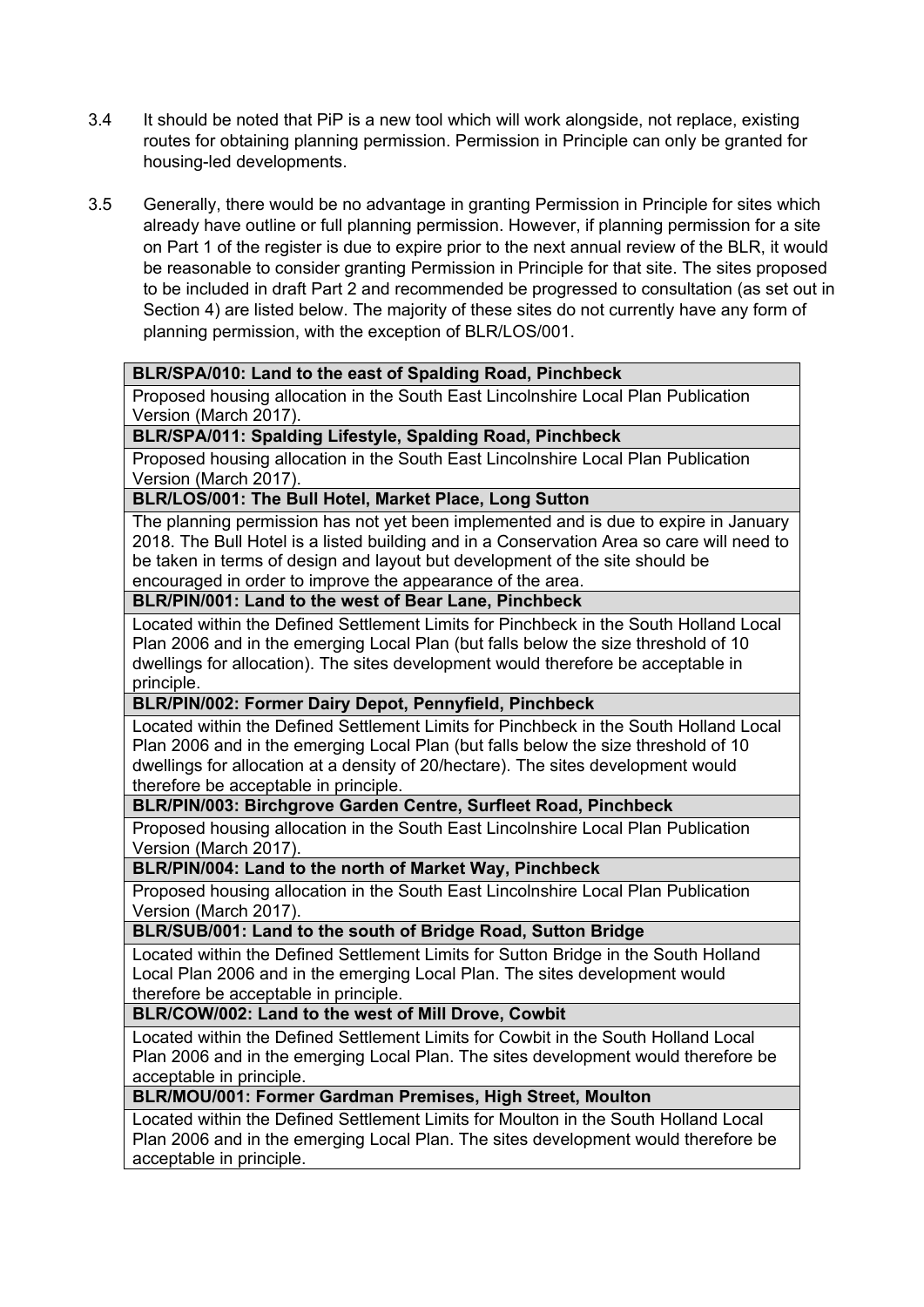3.4 It should be noted that PiP is a new tool which will work alongside, not replace, existing routes for obtaining planning permission. Permission in Principle can only be granted for housing-led developments.

3.5 Generally, there would be no advantage in granting Permission in Principle for sites which already have outline or full planning permission. However, if planning permission for a site on Part 1 of the register is due to expire prior to the next annual review of the BLR, it would be reasonable to consider granting Permission in Principle for that site. The sites proposed to be included in draft Part 2 and recommended be progressed to consultation (as set out in Section 4) are listed below. The majority of these sites do not currently have any form of planning permission, with the exception of BLR/LOS/001.

| **BLR/SPA/010: Land to the east of Spalding Road, Pinchbeck** |
|---|
| Proposed housing allocation in the South East Lincolnshire Local Plan Publication Version (March 2017). |
| **BLR/SPA/011: Spalding Lifestyle, Spalding Road, Pinchbeck** |
| Proposed housing allocation in the South East Lincolnshire Local Plan Publication Version (March 2017). |
| **BLR/LOS/001: The Bull Hotel, Market Place, Long Sutton** |
| The planning permission has not yet been implemented and is due to expire in January 2018. The Bull Hotel is a listed building and in a Conservation Area so care will need to be taken in terms of design and layout but development of the site should be encouraged in order to improve the appearance of the area. |
| **BLR/PIN/001: Land to the west of Bear Lane, Pinchbeck** |
| Located within the Defined Settlement Limits for Pinchbeck in the South Holland Local Plan 2006 and in the emerging Local Plan (but falls below the size threshold of 10 dwellings for allocation). The sites development would therefore be acceptable in principle. |
| **BLR/PIN/002: Former Dairy Depot, Pennyfield, Pinchbeck** |
| Located within the Defined Settlement Limits for Pinchbeck in the South Holland Local Plan 2006 and in the emerging Local Plan (but falls below the size threshold of 10 dwellings for allocation at a density of 20/hectare). The sites development would therefore be acceptable in principle. |
| **BLR/PIN/003: Birchgrove Garden Centre, Surfleet Road, Pinchbeck** |
| Proposed housing allocation in the South East Lincolnshire Local Plan Publication Version (March 2017). |
| **BLR/PIN/004: Land to the north of Market Way, Pinchbeck** |
| Proposed housing allocation in the South East Lincolnshire Local Plan Publication Version (March 2017). |
| **BLR/SUB/001: Land to the south of Bridge Road, Sutton Bridge** |
| Located within the Defined Settlement Limits for Sutton Bridge in the South Holland Local Plan 2006 and in the emerging Local Plan. The sites development would therefore be acceptable in principle. |
| **BLR/COW/002: Land to the west of Mill Drove, Cowbit** |
| Located within the Defined Settlement Limits for Cowbit in the South Holland Local Plan 2006 and in the emerging Local Plan. The sites development would therefore be acceptable in principle. |
| **BLR/MOU/001: Former Gardman Premises, High Street, Moulton** |
| Located within the Defined Settlement Limits for Moulton in the South Holland Local Plan 2006 and in the emerging Local Plan. The sites development would therefore be acceptable in principle. |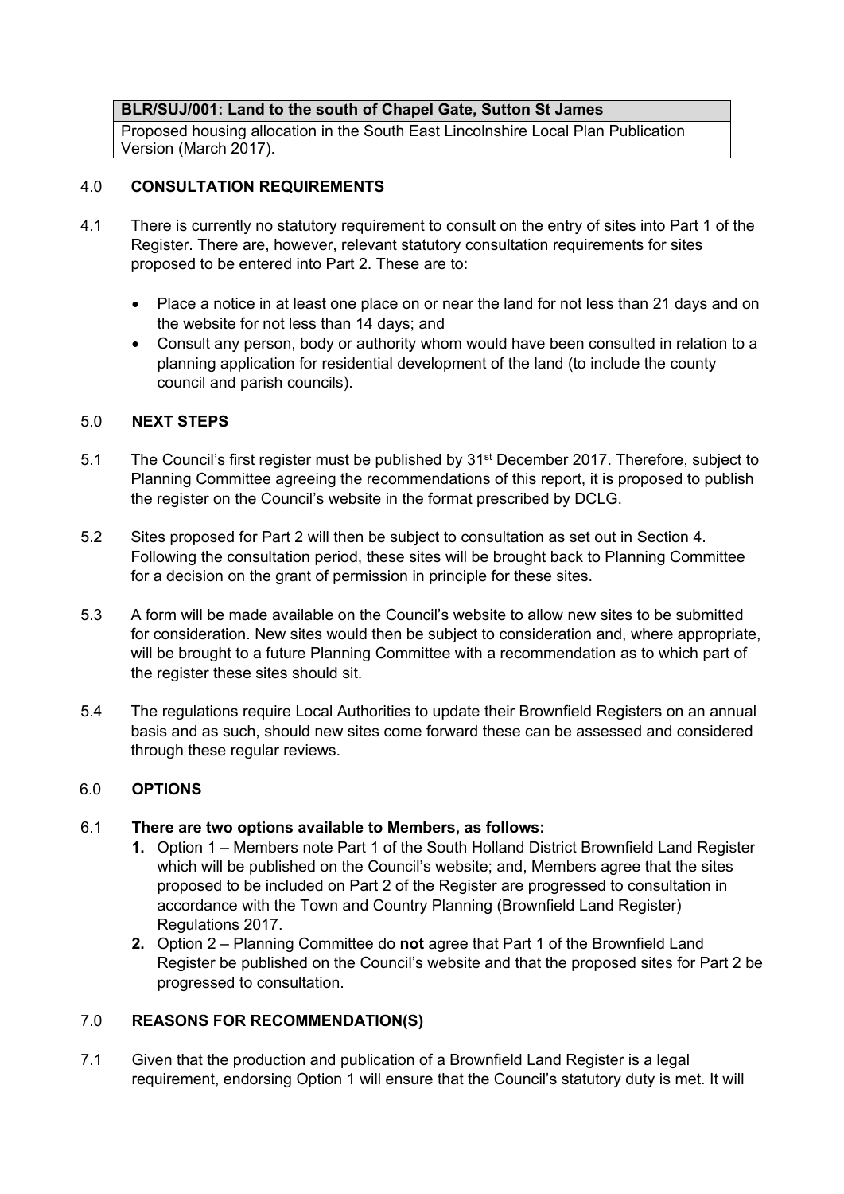| BLR/SUJ/001: Land to the south of Chapel Gate, Sutton St James |
|---|
| Proposed housing allocation in the South East Lincolnshire Local Plan Publication Version (March 2017). |

## 4.0 CONSULTATION REQUIREMENTS

4.1 There is currently no statutory requirement to consult on the entry of sites into Part 1 of the Register. There are, however, relevant statutory consultation requirements for sites proposed to be entered into Part 2. These are to:

- Place a notice in at least one place on or near the land for not less than 21 days and on the website for not less than 14 days; and
- Consult any person, body or authority whom would have been consulted in relation to a planning application for residential development of the land (to include the county council and parish councils).

## 5.0 NEXT STEPS

5.1 The Council's first register must be published by 31st December 2017. Therefore, subject to Planning Committee agreeing the recommendations of this report, it is proposed to publish the register on the Council's website in the format prescribed by DCLG.

5.2 Sites proposed for Part 2 will then be subject to consultation as set out in Section 4. Following the consultation period, these sites will be brought back to Planning Committee for a decision on the grant of permission in principle for these sites.

5.3 A form will be made available on the Council's website to allow new sites to be submitted for consideration. New sites would then be subject to consideration and, where appropriate, will be brought to a future Planning Committee with a recommendation as to which part of the register these sites should sit.

5.4 The regulations require Local Authorities to update their Brownfield Registers on an annual basis and as such, should new sites come forward these can be assessed and considered through these regular reviews.

## 6.0 OPTIONS

6.1 **There are two options available to Members, as follows:**

1. Option 1 – Members note Part 1 of the South Holland District Brownfield Land Register which will be published on the Council's website; and, Members agree that the sites proposed to be included on Part 2 of the Register are progressed to consultation in accordance with the Town and Country Planning (Brownfield Land Register) Regulations 2017.
2. Option 2 – Planning Committee do **not** agree that Part 1 of the Brownfield Land Register be published on the Council's website and that the proposed sites for Part 2 be progressed to consultation.

## 7.0 REASONS FOR RECOMMENDATION(S)

7.1 Given that the production and publication of a Brownfield Land Register is a legal requirement, endorsing Option 1 will ensure that the Council's statutory duty is met. It will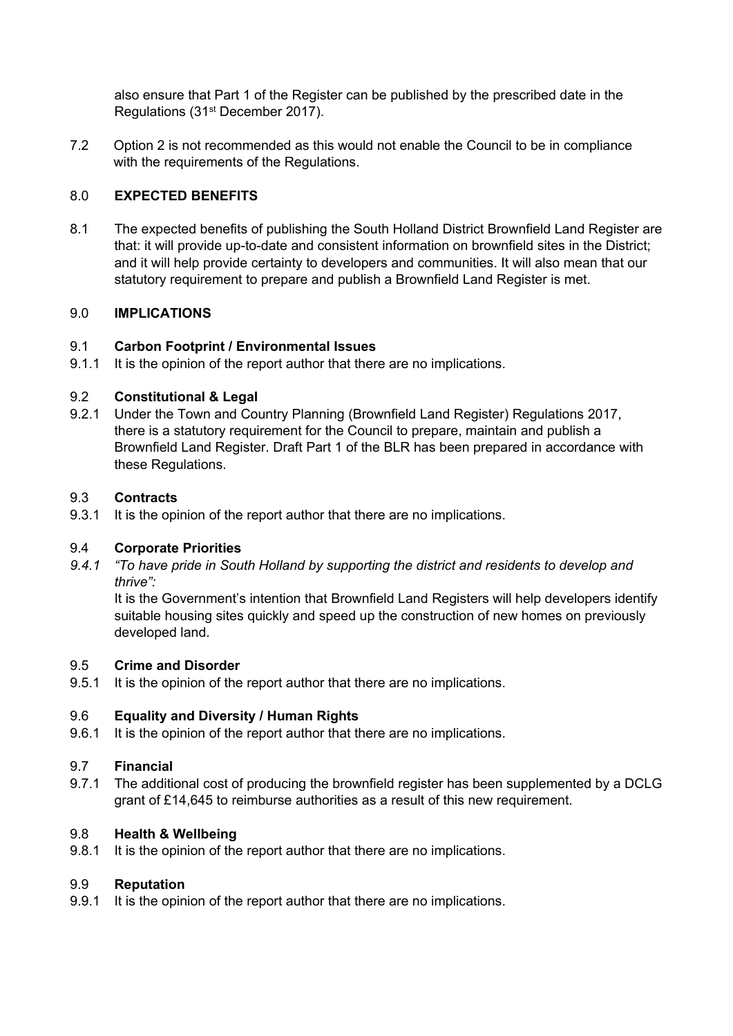also ensure that Part 1 of the Register can be published by the prescribed date in the Regulations (31st December 2017).

7.2 Option 2 is not recommended as this would not enable the Council to be in compliance with the requirements of the Regulations.

## 8.0 EXPECTED BENEFITS

8.1 The expected benefits of publishing the South Holland District Brownfield Land Register are that: it will provide up-to-date and consistent information on brownfield sites in the District; and it will help provide certainty to developers and communities. It will also mean that our statutory requirement to prepare and publish a Brownfield Land Register is met.

## 9.0 IMPLICATIONS

### 9.1 Carbon Footprint / Environmental Issues

9.1.1 It is the opinion of the report author that there are no implications.

### 9.2 Constitutional & Legal

9.2.1 Under the Town and Country Planning (Brownfield Land Register) Regulations 2017, there is a statutory requirement for the Council to prepare, maintain and publish a Brownfield Land Register. Draft Part 1 of the BLR has been prepared in accordance with these Regulations.

### 9.3 Contracts

9.3.1 It is the opinion of the report author that there are no implications.

### 9.4 Corporate Priorities

*9.4.1 "To have pride in South Holland by supporting the district and residents to develop and thrive":*

It is the Government's intention that Brownfield Land Registers will help developers identify suitable housing sites quickly and speed up the construction of new homes on previously developed land.

### 9.5 Crime and Disorder

9.5.1 It is the opinion of the report author that there are no implications.

### 9.6 Equality and Diversity / Human Rights

9.6.1 It is the opinion of the report author that there are no implications.

### 9.7 Financial

9.7.1 The additional cost of producing the brownfield register has been supplemented by a DCLG grant of £14,645 to reimburse authorities as a result of this new requirement.

### 9.8 Health & Wellbeing

9.8.1 It is the opinion of the report author that there are no implications.

### 9.9 Reputation

9.9.1 It is the opinion of the report author that there are no implications.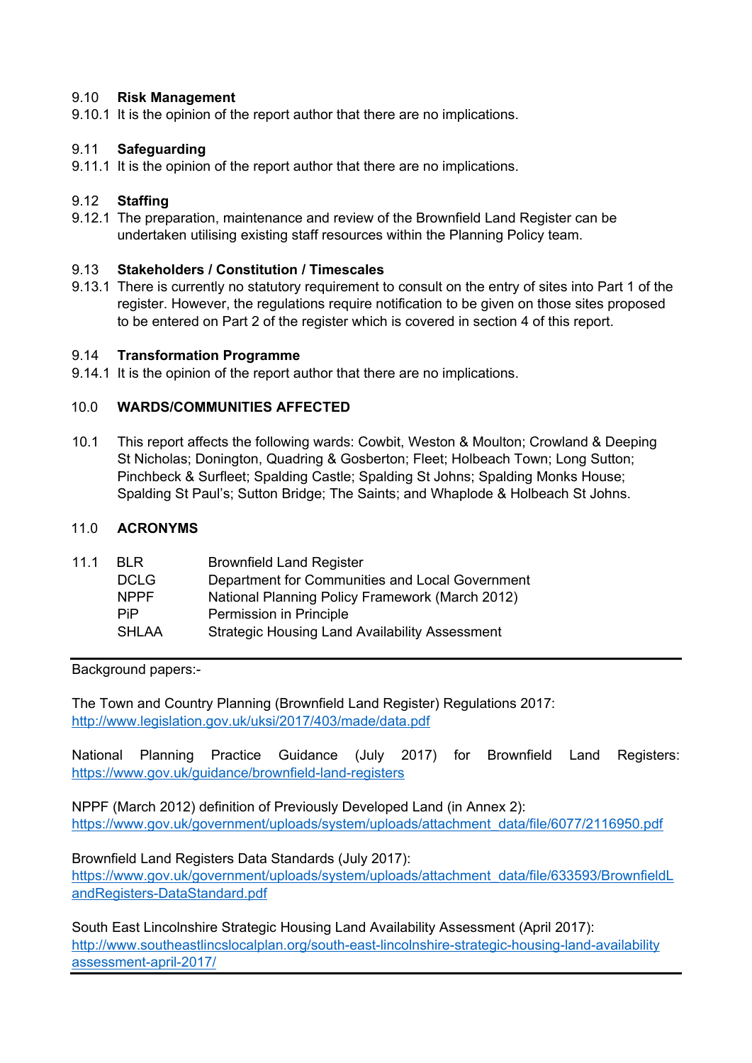### 9.10 Risk Management

9.10.1 It is the opinion of the report author that there are no implications.

### 9.11 Safeguarding

9.11.1 It is the opinion of the report author that there are no implications.

### 9.12 Staffing

9.12.1 The preparation, maintenance and review of the Brownfield Land Register can be undertaken utilising existing staff resources within the Planning Policy team.

### 9.13 Stakeholders / Constitution / Timescales

9.13.1 There is currently no statutory requirement to consult on the entry of sites into Part 1 of the register. However, the regulations require notification to be given on those sites proposed to be entered on Part 2 of the register which is covered in section 4 of this report.

### 9.14 Transformation Programme

9.14.1 It is the opinion of the report author that there are no implications.

## 10.0 WARDS/COMMUNITIES AFFECTED

10.1 This report affects the following wards: Cowbit, Weston & Moulton; Crowland & Deeping St Nicholas; Donington, Quadring & Gosberton; Fleet; Holbeach Town; Long Sutton; Pinchbeck & Surfleet; Spalding Castle; Spalding St Johns; Spalding Monks House; Spalding St Paul's; Sutton Bridge; The Saints; and Whaplode & Holbeach St Johns.

## 11.0 ACRONYMS

11.1

| | |
|---|---|
| BLR | Brownfield Land Register |
| DCLG | Department for Communities and Local Government |
| NPPF | National Planning Policy Framework (March 2012) |
| PiP | Permission in Principle |
| SHLAA | Strategic Housing Land Availability Assessment |

---

Background papers:-

The Town and Country Planning (Brownfield Land Register) Regulations 2017:
http://www.legislation.gov.uk/uksi/2017/403/made/data.pdf

National Planning Practice Guidance (July 2017) for Brownfield Land Registers:
https://www.gov.uk/guidance/brownfield-land-registers

NPPF (March 2012) definition of Previously Developed Land (in Annex 2):
https://www.gov.uk/government/uploads/system/uploads/attachment_data/file/6077/2116950.pdf

Brownfield Land Registers Data Standards (July 2017):
https://www.gov.uk/government/uploads/system/uploads/attachment_data/file/633593/BrownfieldLandRegisters-DataStandard.pdf

South East Lincolnshire Strategic Housing Land Availability Assessment (April 2017):
http://www.southeastlincslocalplan.org/south-east-lincolnshire-strategic-housing-land-availability assessment-april-2017/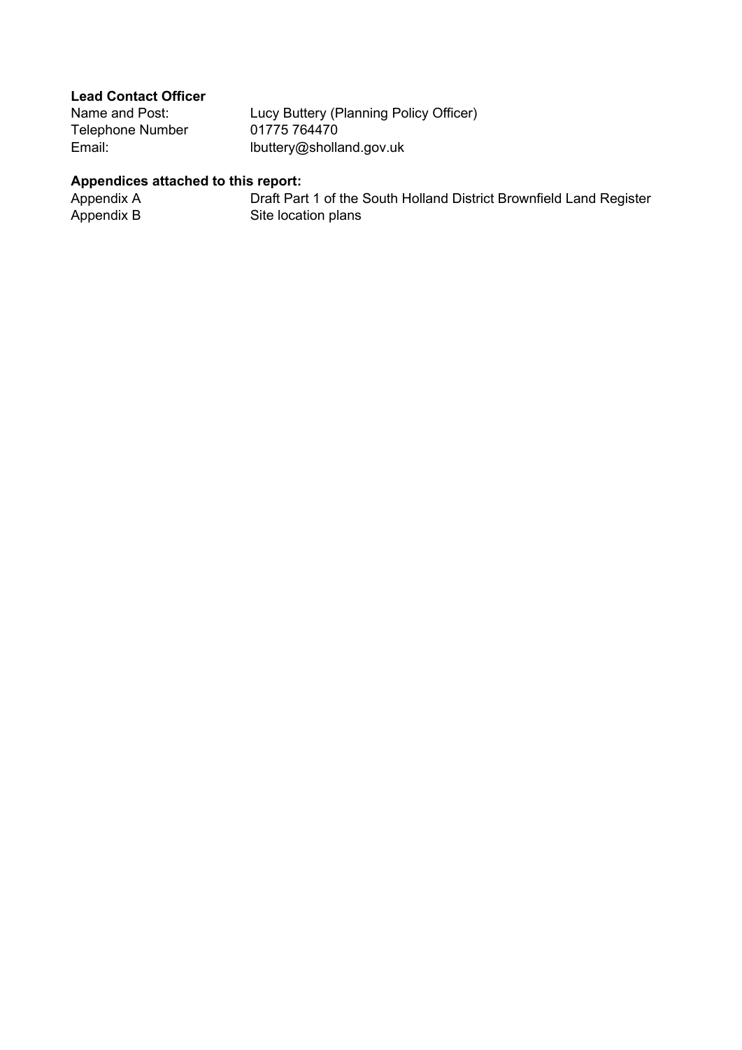**Lead Contact Officer**

| | |
|---|---|
| Name and Post: | Lucy Buttery (Planning Policy Officer) |
| Telephone Number | 01775 764470 |
| Email: | lbuttery@sholland.gov.uk |

**Appendices attached to this report:**

| | |
|---|---|
| Appendix A | Draft Part 1 of the South Holland District Brownfield Land Register |
| Appendix B | Site location plans |